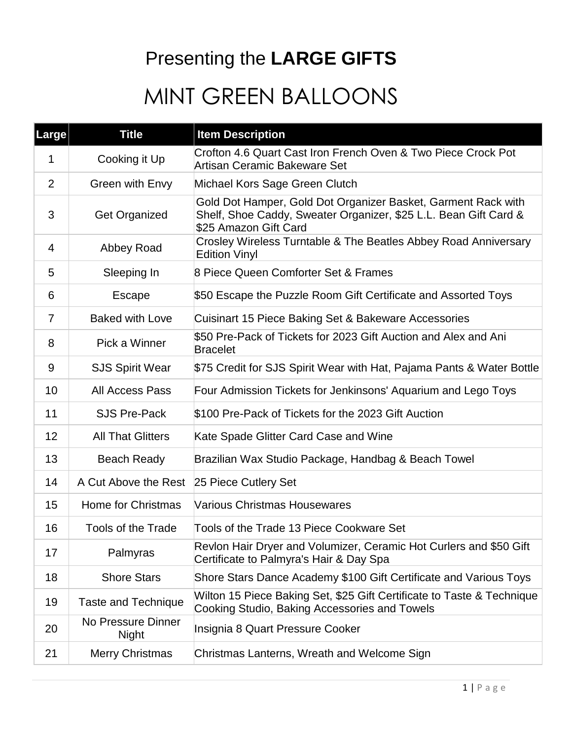# Presenting the **LARGE GIFTS**

# MINT GREEN BALLOONS

| Large | Title | Item Description |
|---|---|---|
| 1 | Cooking it Up | Crofton 4.6 Quart Cast Iron French Oven & Two Piece Crock Pot Artisan Ceramic Bakeware Set |
| 2 | Green with Envy | Michael Kors Sage Green Clutch |
| 3 | Get Organized | Gold Dot Hamper, Gold Dot Organizer Basket, Garment Rack with Shelf, Shoe Caddy, Sweater Organizer, $25 L.L. Bean Gift Card & $25 Amazon Gift Card |
| 4 | Abbey Road | Crosley Wireless Turntable & The Beatles Abbey Road Anniversary Edition Vinyl |
| 5 | Sleeping In | 8 Piece Queen Comforter Set & Frames |
| 6 | Escape | $50 Escape the Puzzle Room Gift Certificate and Assorted Toys |
| 7 | Baked with Love | Cuisinart 15 Piece Baking Set & Bakeware Accessories |
| 8 | Pick a Winner | $50 Pre-Pack of Tickets for 2023 Gift Auction and Alex and Ani Bracelet |
| 9 | SJS Spirit Wear | $75 Credit for SJS Spirit Wear with Hat, Pajama Pants & Water Bottle |
| 10 | All Access Pass | Four Admission Tickets for Jenkinsons' Aquarium and Lego Toys |
| 11 | SJS Pre-Pack | $100 Pre-Pack of Tickets for the 2023 Gift Auction |
| 12 | All That Glitters | Kate Spade Glitter Card Case and Wine |
| 13 | Beach Ready | Brazilian Wax Studio Package, Handbag & Beach Towel |
| 14 | A Cut Above the Rest | 25 Piece Cutlery Set |
| 15 | Home for Christmas | Various Christmas Housewares |
| 16 | Tools of the Trade | Tools of the Trade 13 Piece Cookware Set |
| 17 | Palmyras | Revlon Hair Dryer and Volumizer, Ceramic Hot Curlers and $50 Gift Certificate to Palmyra's Hair & Day Spa |
| 18 | Shore Stars | Shore Stars Dance Academy $100 Gift Certificate and Various Toys |
| 19 | Taste and Technique | Wilton 15 Piece Baking Set, $25 Gift Certificate to Taste & Technique Cooking Studio, Baking Accessories and Towels |
| 20 | No Pressure Dinner Night | Insignia 8 Quart Pressure Cooker |
| 21 | Merry Christmas | Christmas Lanterns, Wreath and Welcome Sign |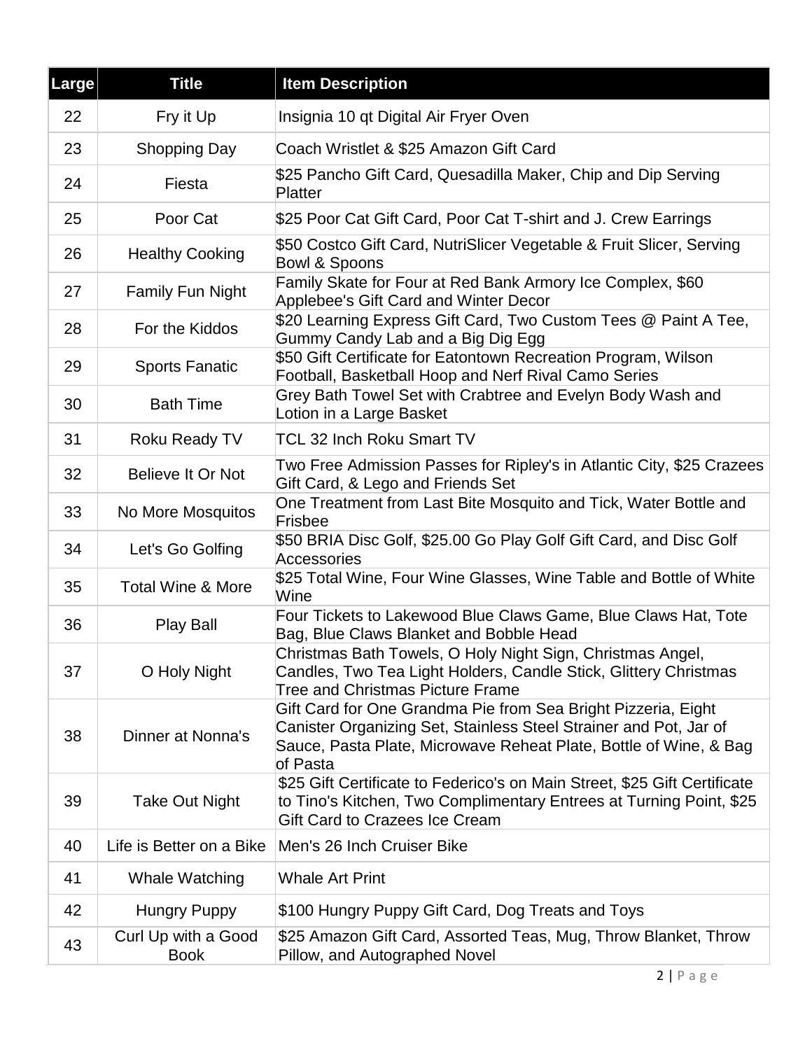| Large | Title | Item Description |
| --- | --- | --- |
| 22 | Fry it Up | Insignia 10 qt Digital Air Fryer Oven |
| 23 | Shopping Day | Coach Wristlet & $25 Amazon Gift Card |
| 24 | Fiesta | $25 Pancho Gift Card, Quesadilla Maker, Chip and Dip Serving Platter |
| 25 | Poor Cat | $25 Poor Cat Gift Card, Poor Cat T-shirt and J. Crew Earrings |
| 26 | Healthy Cooking | $50 Costco Gift Card, NutriSlicer Vegetable & Fruit Slicer, Serving Bowl & Spoons |
| 27 | Family Fun Night | Family Skate for Four at Red Bank Armory Ice Complex, $60 Applebee's Gift Card and Winter Decor |
| 28 | For the Kiddos | $20 Learning Express Gift Card, Two Custom Tees @ Paint A Tee, Gummy Candy Lab and a Big Dig Egg |
| 29 | Sports Fanatic | $50 Gift Certificate for Eatontown Recreation Program, Wilson Football, Basketball Hoop and Nerf Rival Camo Series |
| 30 | Bath Time | Grey Bath Towel Set with Crabtree and Evelyn Body Wash and Lotion in a Large Basket |
| 31 | Roku Ready TV | TCL 32 Inch Roku Smart TV |
| 32 | Believe It Or Not | Two Free Admission Passes for Ripley's in Atlantic City, $25 Crazees Gift Card, & Lego and Friends Set |
| 33 | No More Mosquitos | One Treatment from Last Bite Mosquito and Tick, Water Bottle and Frisbee |
| 34 | Let's Go Golfing | $50 BRIA Disc Golf, $25.00 Go Play Golf Gift Card, and Disc Golf Accessories |
| 35 | Total Wine & More | $25 Total Wine, Four Wine Glasses, Wine Table and Bottle of White Wine |
| 36 | Play Ball | Four Tickets to Lakewood Blue Claws Game, Blue Claws Hat, Tote Bag, Blue Claws Blanket and Bobble Head |
| 37 | O Holy Night | Christmas Bath Towels, O Holy Night Sign, Christmas Angel, Candles, Two Tea Light Holders, Candle Stick, Glittery Christmas Tree and Christmas Picture Frame |
| 38 | Dinner at Nonna's | Gift Card for One Grandma Pie from Sea Bright Pizzeria, Eight Canister Organizing Set, Stainless Steel Strainer and Pot, Jar of Sauce, Pasta Plate, Microwave Reheat Plate, Bottle of Wine, & Bag of Pasta |
| 39 | Take Out Night | $25 Gift Certificate to Federico's on Main Street, $25 Gift Certificate to Tino's Kitchen, Two Complimentary Entrees at Turning Point, $25 Gift Card to Crazees Ice Cream |
| 40 | Life is Better on a Bike | Men's 26 Inch Cruiser Bike |
| 41 | Whale Watching | Whale Art Print |
| 42 | Hungry Puppy | $100 Hungry Puppy Gift Card, Dog Treats and Toys |
| 43 | Curl Up with a Good Book | $25 Amazon Gift Card, Assorted Teas, Mug, Throw Blanket, Throw Pillow, and Autographed Novel |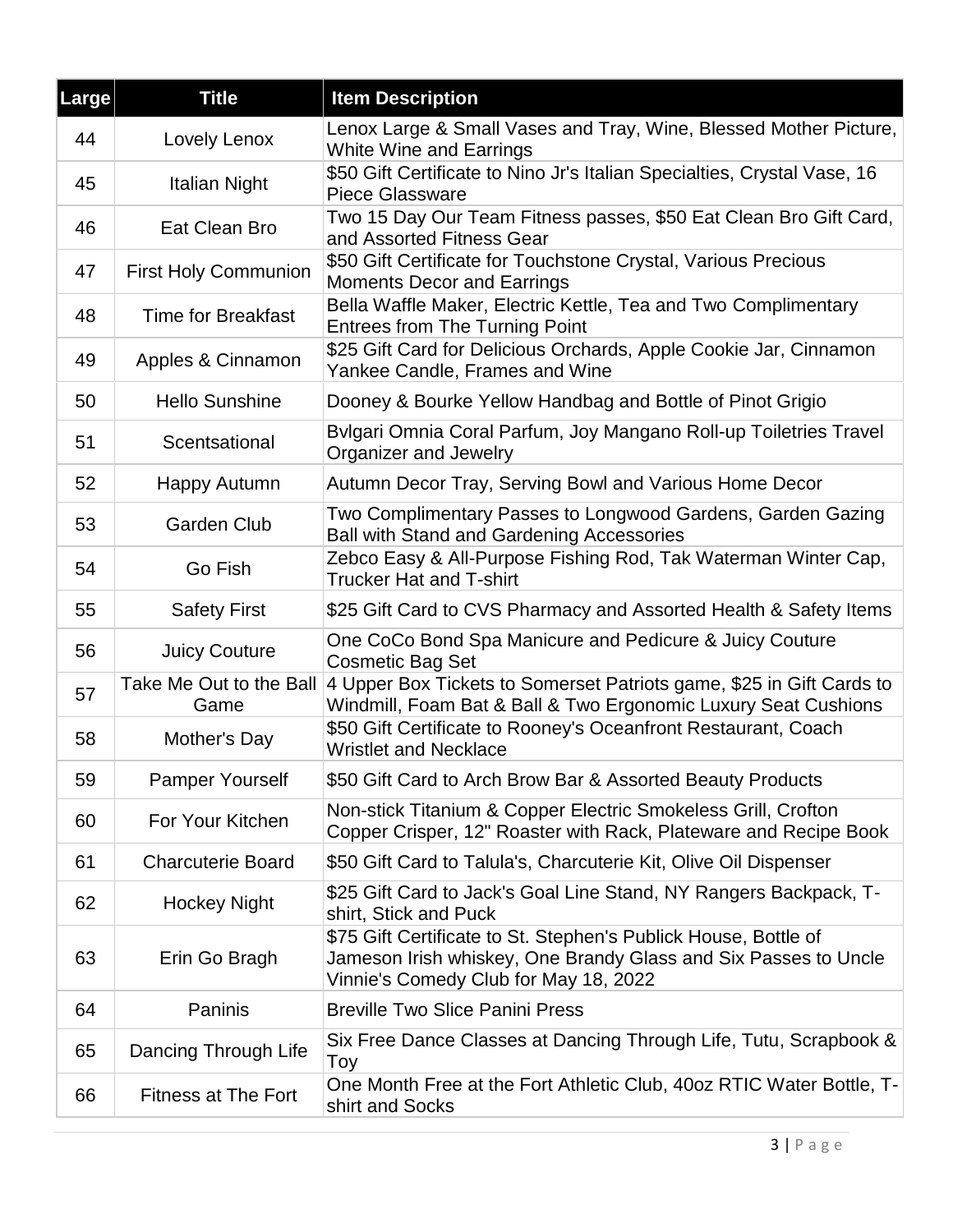| Large | Title | Item Description |
|---|---|---|
| 44 | Lovely Lenox | Lenox Large & Small Vases and Tray, Wine, Blessed Mother Picture, White Wine and Earrings |
| 45 | Italian Night | $50 Gift Certificate to Nino Jr's Italian Specialties, Crystal Vase, 16 Piece Glassware |
| 46 | Eat Clean Bro | Two 15 Day Our Team Fitness passes, $50 Eat Clean Bro Gift Card, and Assorted Fitness Gear |
| 47 | First Holy Communion | $50 Gift Certificate for Touchstone Crystal, Various Precious Moments Decor and Earrings |
| 48 | Time for Breakfast | Bella Waffle Maker, Electric Kettle, Tea and Two Complimentary Entrees from The Turning Point |
| 49 | Apples & Cinnamon | $25 Gift Card for Delicious Orchards, Apple Cookie Jar, Cinnamon Yankee Candle, Frames and Wine |
| 50 | Hello Sunshine | Dooney & Bourke Yellow Handbag and Bottle of Pinot Grigio |
| 51 | Scentsational | Bvlgari Omnia Coral Parfum, Joy Mangano Roll-up Toiletries Travel Organizer and Jewelry |
| 52 | Happy Autumn | Autumn Decor Tray, Serving Bowl and Various Home Decor |
| 53 | Garden Club | Two Complimentary Passes to Longwood Gardens, Garden Gazing Ball with Stand and Gardening Accessories |
| 54 | Go Fish | Zebco Easy & All-Purpose Fishing Rod, Tak Waterman Winter Cap, Trucker Hat and T-shirt |
| 55 | Safety First | $25 Gift Card to CVS Pharmacy and Assorted Health & Safety Items |
| 56 | Juicy Couture | One CoCo Bond Spa Manicure and Pedicure & Juicy Couture Cosmetic Bag Set |
| 57 | Take Me Out to the Ball Game | 4 Upper Box Tickets to Somerset Patriots game, $25 in Gift Cards to Windmill, Foam Bat & Ball & Two Ergonomic Luxury Seat Cushions |
| 58 | Mother's Day | $50 Gift Certificate to Rooney's Oceanfront Restaurant, Coach Wristlet and Necklace |
| 59 | Pamper Yourself | $50 Gift Card to Arch Brow Bar & Assorted Beauty Products |
| 60 | For Your Kitchen | Non-stick Titanium & Copper Electric Smokeless Grill, Crofton Copper Crisper, 12" Roaster with Rack, Plateware and Recipe Book |
| 61 | Charcuterie Board | $50 Gift Card to Talula's, Charcuterie Kit, Olive Oil Dispenser |
| 62 | Hockey Night | $25 Gift Card to Jack's Goal Line Stand, NY Rangers Backpack, T-shirt, Stick and Puck |
| 63 | Erin Go Bragh | $75 Gift Certificate to St. Stephen's Publick House, Bottle of Jameson Irish whiskey, One Brandy Glass and Six Passes to Uncle Vinnie's Comedy Club for May 18, 2022 |
| 64 | Paninis | Breville Two Slice Panini Press |
| 65 | Dancing Through Life | Six Free Dance Classes at Dancing Through Life, Tutu, Scrapbook & Toy |
| 66 | Fitness at The Fort | One Month Free at the Fort Athletic Club, 40oz RTIC Water Bottle, T-shirt and Socks |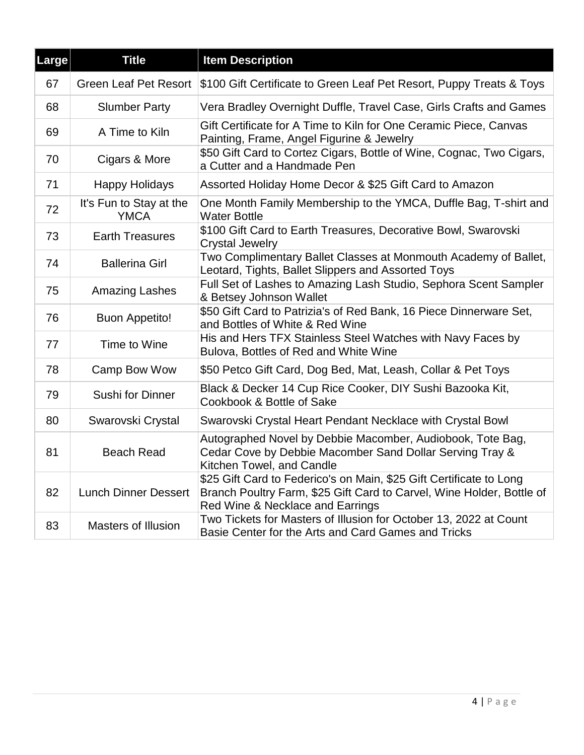| Large | Title | Item Description |
| --- | --- | --- |
| 67 | Green Leaf Pet Resort | $100 Gift Certificate to Green Leaf Pet Resort, Puppy Treats & Toys |
| 68 | Slumber Party | Vera Bradley Overnight Duffle, Travel Case, Girls Crafts and Games |
| 69 | A Time to Kiln | Gift Certificate for A Time to Kiln for One Ceramic Piece, Canvas Painting, Frame, Angel Figurine & Jewelry |
| 70 | Cigars & More | $50 Gift Card to Cortez Cigars, Bottle of Wine, Cognac, Two Cigars, a Cutter and a Handmade Pen |
| 71 | Happy Holidays | Assorted Holiday Home Decor & $25 Gift Card to Amazon |
| 72 | It's Fun to Stay at the YMCA | One Month Family Membership to the YMCA, Duffle Bag, T-shirt and Water Bottle |
| 73 | Earth Treasures | $100 Gift Card to Earth Treasures, Decorative Bowl, Swarovski Crystal Jewelry |
| 74 | Ballerina Girl | Two Complimentary Ballet Classes at Monmouth Academy of Ballet, Leotard, Tights, Ballet Slippers and Assorted Toys |
| 75 | Amazing Lashes | Full Set of Lashes to Amazing Lash Studio, Sephora Scent Sampler & Betsey Johnson Wallet |
| 76 | Buon Appetito! | $50 Gift Card to Patrizia's of Red Bank, 16 Piece Dinnerware Set, and Bottles of White & Red Wine |
| 77 | Time to Wine | His and Hers TFX Stainless Steel Watches with Navy Faces by Bulova, Bottles of Red and White Wine |
| 78 | Camp Bow Wow | $50 Petco Gift Card, Dog Bed, Mat, Leash, Collar & Pet Toys |
| 79 | Sushi for Dinner | Black & Decker 14 Cup Rice Cooker, DIY Sushi Bazooka Kit, Cookbook & Bottle of Sake |
| 80 | Swarovski Crystal | Swarovski Crystal Heart Pendant Necklace with Crystal Bowl |
| 81 | Beach Read | Autographed Novel by Debbie Macomber, Audiobook, Tote Bag, Cedar Cove by Debbie Macomber Sand Dollar Serving Tray & Kitchen Towel, and Candle |
| 82 | Lunch Dinner Dessert | $25 Gift Card to Federico's on Main, $25 Gift Certificate to Long Branch Poultry Farm, $25 Gift Card to Carvel, Wine Holder, Bottle of Red Wine & Necklace and Earrings |
| 83 | Masters of Illusion | Two Tickets for Masters of Illusion for October 13, 2022 at Count Basie Center for the Arts and Card Games and Tricks |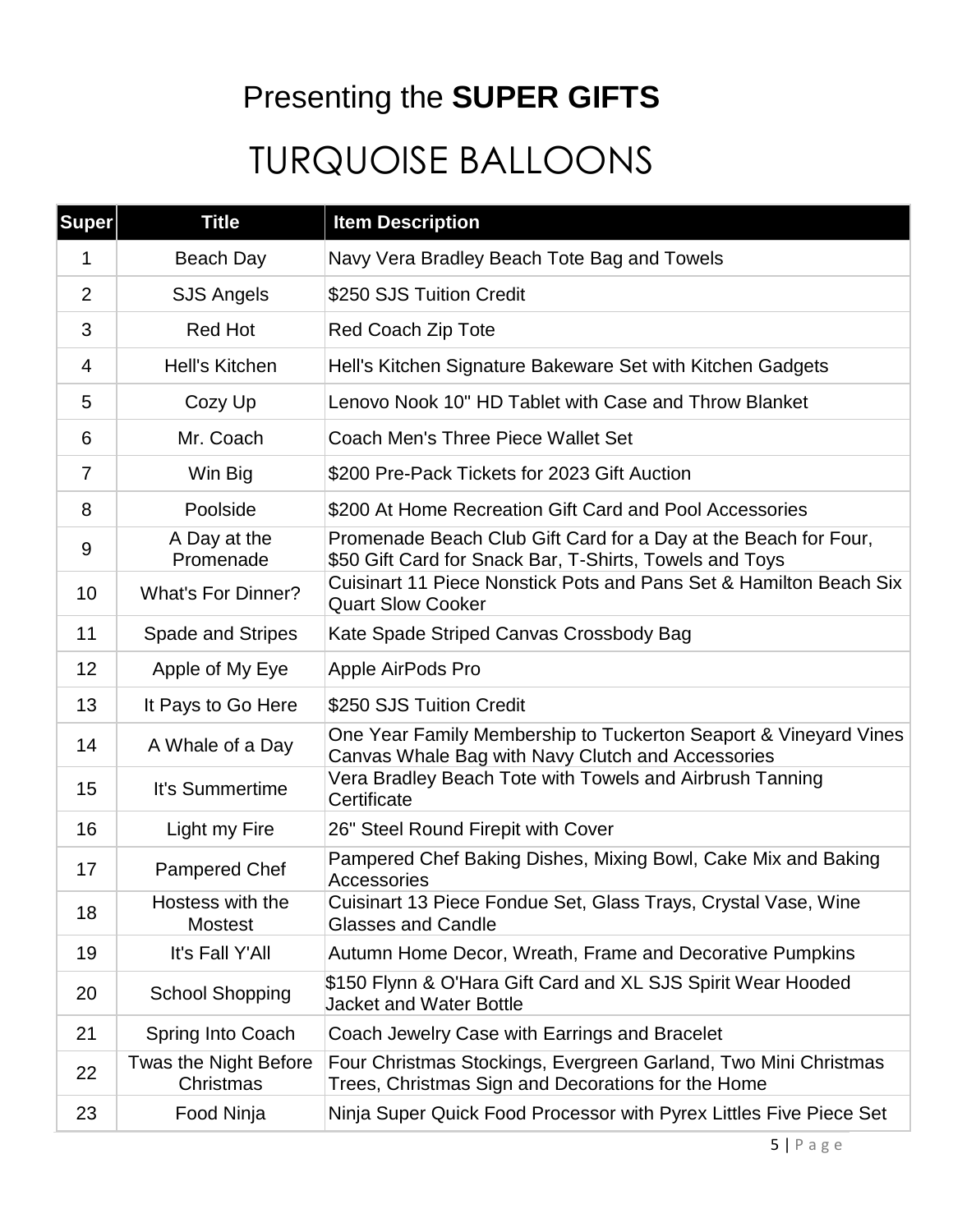# Presenting the **SUPER GIFTS**

# TURQUOISE BALLOONS

| Super | Title | Item Description |
|---|---|---|
| 1 | Beach Day | Navy Vera Bradley Beach Tote Bag and Towels |
| 2 | SJS Angels | $250 SJS Tuition Credit |
| 3 | Red Hot | Red Coach Zip Tote |
| 4 | Hell's Kitchen | Hell's Kitchen Signature Bakeware Set with Kitchen Gadgets |
| 5 | Cozy Up | Lenovo Nook 10" HD Tablet with Case and Throw Blanket |
| 6 | Mr. Coach | Coach Men's Three Piece Wallet Set |
| 7 | Win Big | $200 Pre-Pack Tickets for 2023 Gift Auction |
| 8 | Poolside | $200 At Home Recreation Gift Card and Pool Accessories |
| 9 | A Day at the Promenade | Promenade Beach Club Gift Card for a Day at the Beach for Four, $50 Gift Card for Snack Bar, T-Shirts, Towels and Toys |
| 10 | What's For Dinner? | Cuisinart 11 Piece Nonstick Pots and Pans Set & Hamilton Beach Six Quart Slow Cooker |
| 11 | Spade and Stripes | Kate Spade Striped Canvas Crossbody Bag |
| 12 | Apple of My Eye | Apple AirPods Pro |
| 13 | It Pays to Go Here | $250 SJS Tuition Credit |
| 14 | A Whale of a Day | One Year Family Membership to Tuckerton Seaport & Vineyard Vines Canvas Whale Bag with Navy Clutch and Accessories |
| 15 | It's Summertime | Vera Bradley Beach Tote with Towels and Airbrush Tanning Certificate |
| 16 | Light my Fire | 26" Steel Round Firepit with Cover |
| 17 | Pampered Chef | Pampered Chef Baking Dishes, Mixing Bowl, Cake Mix and Baking Accessories |
| 18 | Hostess with the Mostest | Cuisinart 13 Piece Fondue Set, Glass Trays, Crystal Vase, Wine Glasses and Candle |
| 19 | It's Fall Y'All | Autumn Home Decor, Wreath, Frame and Decorative Pumpkins |
| 20 | School Shopping | $150 Flynn & O'Hara Gift Card and XL SJS Spirit Wear Hooded Jacket and Water Bottle |
| 21 | Spring Into Coach | Coach Jewelry Case with Earrings and Bracelet |
| 22 | Twas the Night Before Christmas | Four Christmas Stockings, Evergreen Garland, Two Mini Christmas Trees, Christmas Sign and Decorations for the Home |
| 23 | Food Ninja | Ninja Super Quick Food Processor with Pyrex Littles Five Piece Set |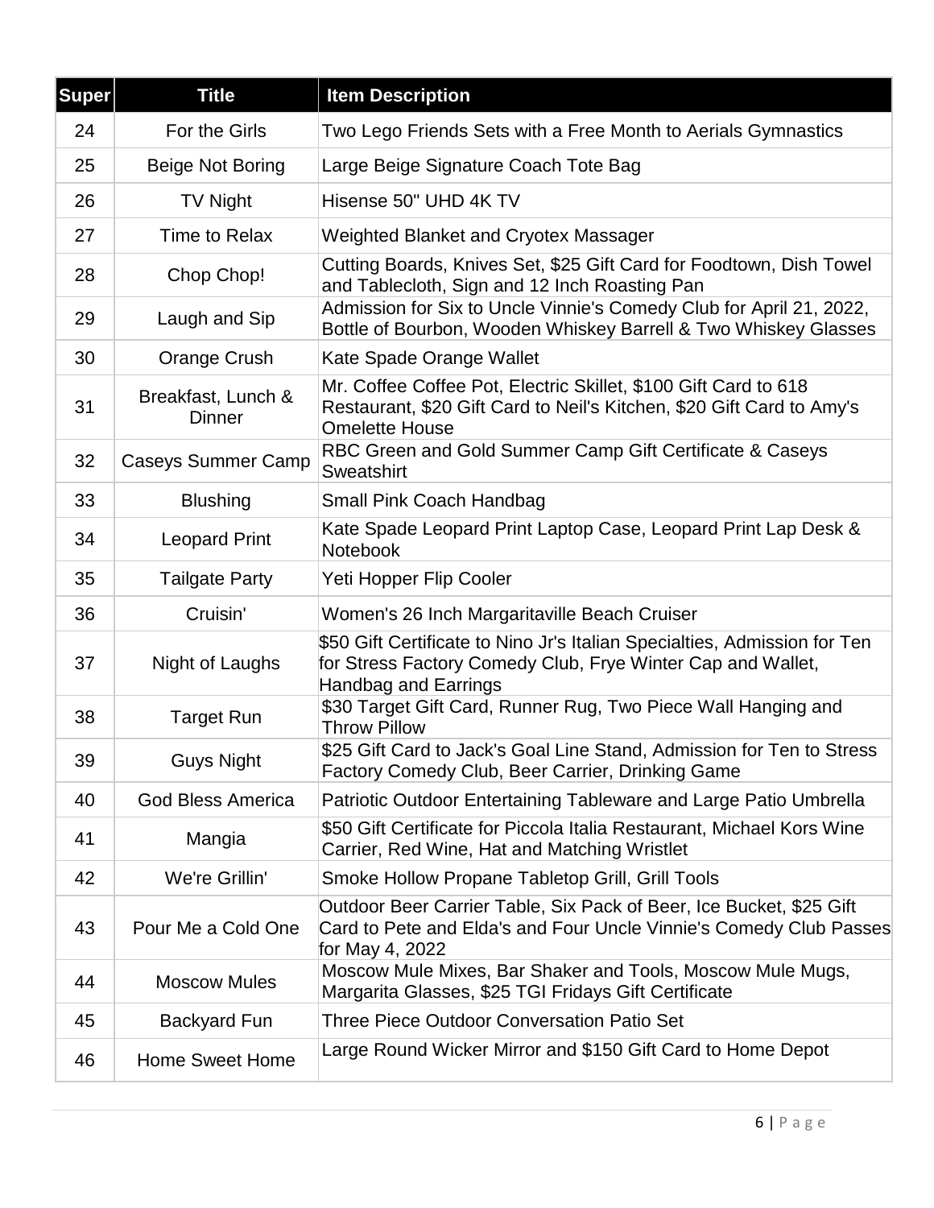| Super | Title | Item Description |
| --- | --- | --- |
| 24 | For the Girls | Two Lego Friends Sets with a Free Month to Aerials Gymnastics |
| 25 | Beige Not Boring | Large Beige Signature Coach Tote Bag |
| 26 | TV Night | Hisense 50" UHD 4K TV |
| 27 | Time to Relax | Weighted Blanket and Cryotex Massager |
| 28 | Chop Chop! | Cutting Boards, Knives Set, $25 Gift Card for Foodtown, Dish Towel and Tablecloth, Sign and 12 Inch Roasting Pan |
| 29 | Laugh and Sip | Admission for Six to Uncle Vinnie's Comedy Club for April 21, 2022, Bottle of Bourbon, Wooden Whiskey Barrell & Two Whiskey Glasses |
| 30 | Orange Crush | Kate Spade Orange Wallet |
| 31 | Breakfast, Lunch & Dinner | Mr. Coffee Coffee Pot, Electric Skillet, $100 Gift Card to 618 Restaurant, $20 Gift Card to Neil's Kitchen, $20 Gift Card to Amy's Omelette House |
| 32 | Caseys Summer Camp | RBC Green and Gold Summer Camp Gift Certificate & Caseys Sweatshirt |
| 33 | Blushing | Small Pink Coach Handbag |
| 34 | Leopard Print | Kate Spade Leopard Print Laptop Case, Leopard Print Lap Desk & Notebook |
| 35 | Tailgate Party | Yeti Hopper Flip Cooler |
| 36 | Cruisin' | Women's 26 Inch Margaritaville Beach Cruiser |
| 37 | Night of Laughs | $50 Gift Certificate to Nino Jr's Italian Specialties, Admission for Ten for Stress Factory Comedy Club, Frye Winter Cap and Wallet, Handbag and Earrings |
| 38 | Target Run | $30 Target Gift Card, Runner Rug, Two Piece Wall Hanging and Throw Pillow |
| 39 | Guys Night | $25 Gift Card to Jack's Goal Line Stand, Admission for Ten to Stress Factory Comedy Club, Beer Carrier, Drinking Game |
| 40 | God Bless America | Patriotic Outdoor Entertaining Tableware and Large Patio Umbrella |
| 41 | Mangia | $50 Gift Certificate for Piccola Italia Restaurant, Michael Kors Wine Carrier, Red Wine, Hat and Matching Wristlet |
| 42 | We're Grillin' | Smoke Hollow Propane Tabletop Grill, Grill Tools |
| 43 | Pour Me a Cold One | Outdoor Beer Carrier Table, Six Pack of Beer, Ice Bucket, $25 Gift Card to Pete and Elda's and Four Uncle Vinnie's Comedy Club Passes for May 4, 2022 |
| 44 | Moscow Mules | Moscow Mule Mixes, Bar Shaker and Tools, Moscow Mule Mugs, Margarita Glasses, $25 TGI Fridays Gift Certificate |
| 45 | Backyard Fun | Three Piece Outdoor Conversation Patio Set |
| 46 | Home Sweet Home | Large Round Wicker Mirror and $150 Gift Card to Home Depot |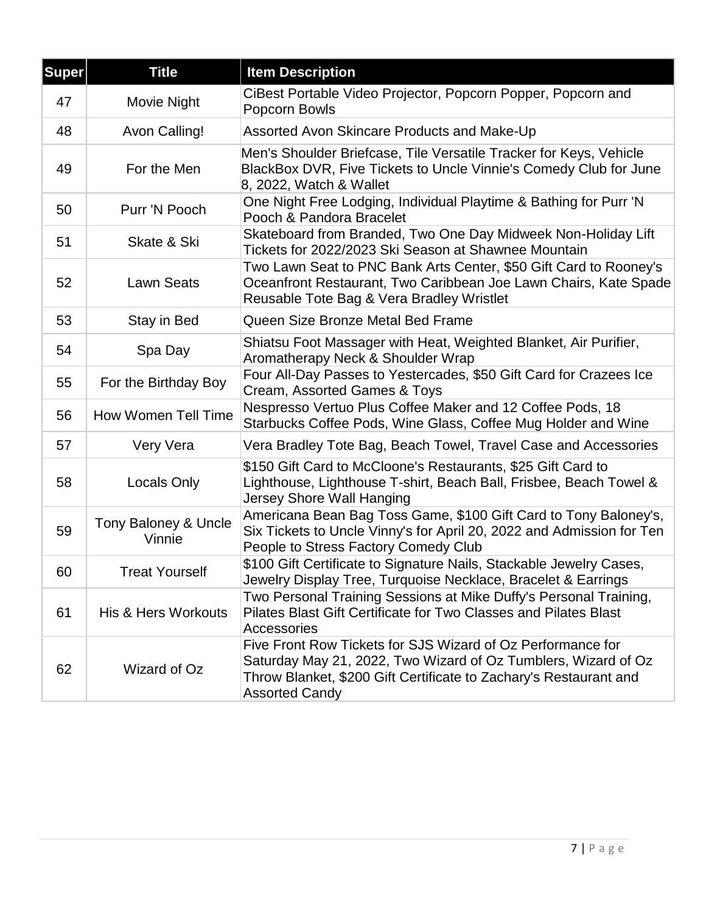| Super | Title | Item Description |
|---|---|---|
| 47 | Movie Night | CiBest Portable Video Projector, Popcorn Popper, Popcorn and Popcorn Bowls |
| 48 | Avon Calling! | Assorted Avon Skincare Products and Make-Up |
| 49 | For the Men | Men's Shoulder Briefcase, Tile Versatile Tracker for Keys, Vehicle BlackBox DVR, Five Tickets to Uncle Vinnie's Comedy Club for June 8, 2022, Watch & Wallet |
| 50 | Purr 'N Pooch | One Night Free Lodging, Individual Playtime & Bathing for Purr 'N Pooch & Pandora Bracelet |
| 51 | Skate & Ski | Skateboard from Branded, Two One Day Midweek Non-Holiday Lift Tickets for 2022/2023 Ski Season at Shawnee Mountain |
| 52 | Lawn Seats | Two Lawn Seat to PNC Bank Arts Center, $50 Gift Card to Rooney's Oceanfront Restaurant, Two Caribbean Joe Lawn Chairs, Kate Spade Reusable Tote Bag & Vera Bradley Wristlet |
| 53 | Stay in Bed | Queen Size Bronze Metal Bed Frame |
| 54 | Spa Day | Shiatsu Foot Massager with Heat, Weighted Blanket, Air Purifier, Aromatherapy Neck & Shoulder Wrap |
| 55 | For the Birthday Boy | Four All-Day Passes to Yestercades, $50 Gift Card for Crazees Ice Cream, Assorted Games & Toys |
| 56 | How Women Tell Time | Nespresso Vertuo Plus Coffee Maker and 12 Coffee Pods, 18 Starbucks Coffee Pods, Wine Glass, Coffee Mug Holder and Wine |
| 57 | Very Vera | Vera Bradley Tote Bag, Beach Towel, Travel Case and Accessories |
| 58 | Locals Only | $150 Gift Card to McCloone's Restaurants, $25 Gift Card to Lighthouse, Lighthouse T-shirt, Beach Ball, Frisbee, Beach Towel & Jersey Shore Wall Hanging |
| 59 | Tony Baloney & Uncle Vinnie | Americana Bean Bag Toss Game, $100 Gift Card to Tony Baloney's, Six Tickets to Uncle Vinny's for April 20, 2022 and Admission for Ten People to Stress Factory Comedy Club |
| 60 | Treat Yourself | $100 Gift Certificate to Signature Nails, Stackable Jewelry Cases, Jewelry Display Tree, Turquoise Necklace, Bracelet & Earrings |
| 61 | His & Hers Workouts | Two Personal Training Sessions at Mike Duffy's Personal Training, Pilates Blast Gift Certificate for Two Classes and Pilates Blast Accessories |
| 62 | Wizard of Oz | Five Front Row Tickets for SJS Wizard of Oz Performance for Saturday May 21, 2022, Two Wizard of Oz Tumblers, Wizard of Oz Throw Blanket, $200 Gift Certificate to Zachary's Restaurant and Assorted Candy |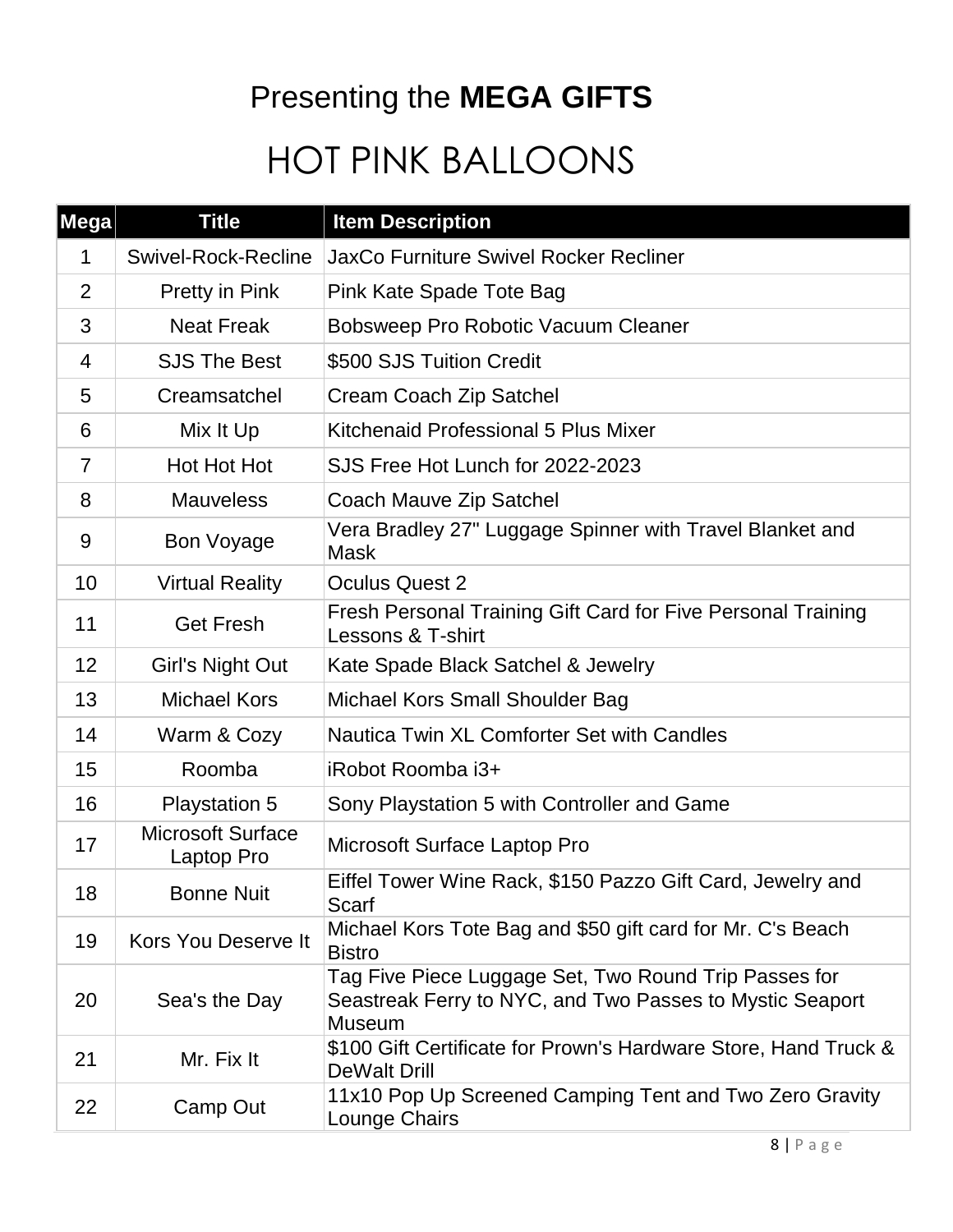# Presenting the **MEGA GIFTS**

## HOT PINK BALLOONS

| Mega | Title | Item Description |
|---|---|---|
| 1 | Swivel-Rock-Recline | JaxCo Furniture Swivel Rocker Recliner |
| 2 | Pretty in Pink | Pink Kate Spade Tote Bag |
| 3 | Neat Freak | Bobsweep Pro Robotic Vacuum Cleaner |
| 4 | SJS The Best | $500 SJS Tuition Credit |
| 5 | Creamsatchel | Cream Coach Zip Satchel |
| 6 | Mix It Up | Kitchenaid Professional 5 Plus Mixer |
| 7 | Hot Hot Hot | SJS Free Hot Lunch for 2022-2023 |
| 8 | Mauveless | Coach Mauve Zip Satchel |
| 9 | Bon Voyage | Vera Bradley 27" Luggage Spinner with Travel Blanket and Mask |
| 10 | Virtual Reality | Oculus Quest 2 |
| 11 | Get Fresh | Fresh Personal Training Gift Card for Five Personal Training Lessons & T-shirt |
| 12 | Girl's Night Out | Kate Spade Black Satchel & Jewelry |
| 13 | Michael Kors | Michael Kors Small Shoulder Bag |
| 14 | Warm & Cozy | Nautica Twin XL Comforter Set with Candles |
| 15 | Roomba | iRobot Roomba i3+ |
| 16 | Playstation 5 | Sony Playstation 5 with Controller and Game |
| 17 | Microsoft Surface Laptop Pro | Microsoft Surface Laptop Pro |
| 18 | Bonne Nuit | Eiffel Tower Wine Rack, $150 Pazzo Gift Card, Jewelry and Scarf |
| 19 | Kors You Deserve It | Michael Kors Tote Bag and $50 gift card for Mr. C's Beach Bistro |
| 20 | Sea's the Day | Tag Five Piece Luggage Set, Two Round Trip Passes for Seastreak Ferry to NYC, and Two Passes to Mystic Seaport Museum |
| 21 | Mr. Fix It | $100 Gift Certificate for Prown's Hardware Store, Hand Truck & DeWalt Drill |
| 22 | Camp Out | 11x10 Pop Up Screened Camping Tent and Two Zero Gravity Lounge Chairs |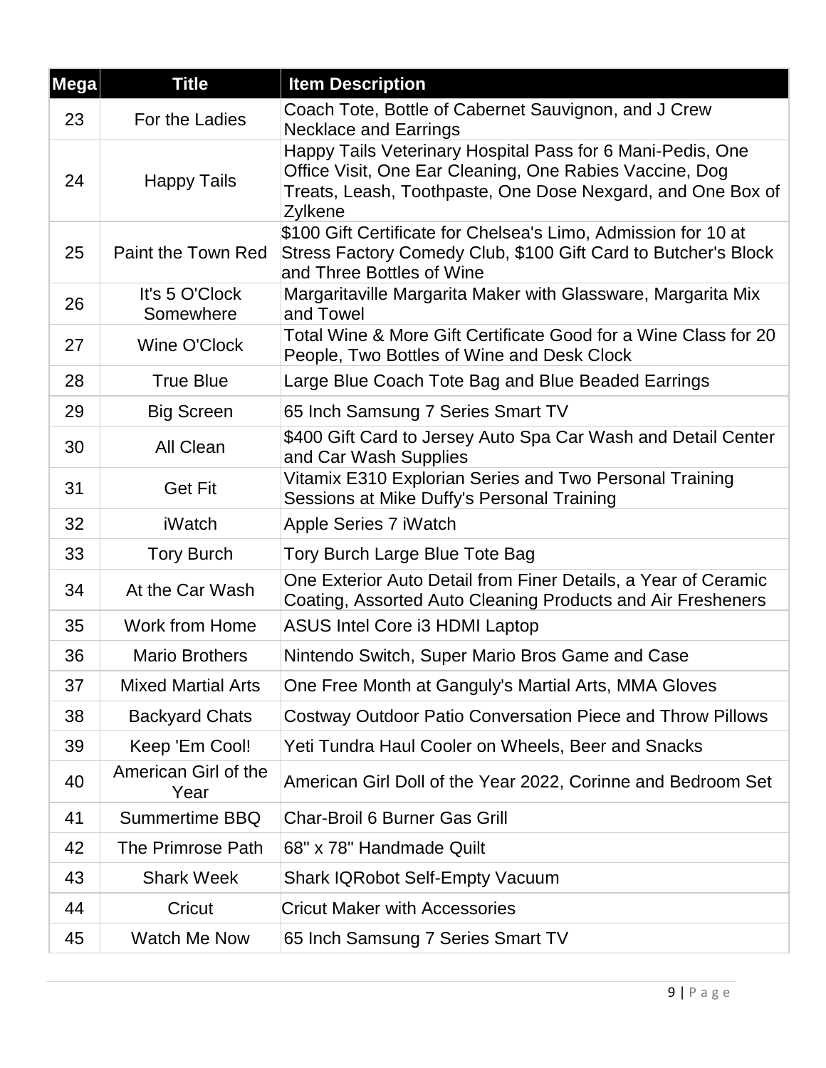| Mega | Title | Item Description |
|---|---|---|
| 23 | For the Ladies | Coach Tote, Bottle of Cabernet Sauvignon, and J Crew Necklace and Earrings |
| 24 | Happy Tails | Happy Tails Veterinary Hospital Pass for 6 Mani-Pedis, One Office Visit, One Ear Cleaning, One Rabies Vaccine, Dog Treats, Leash, Toothpaste, One Dose Nexgard, and One Box of Zylkene |
| 25 | Paint the Town Red | $100 Gift Certificate for Chelsea's Limo, Admission for 10 at Stress Factory Comedy Club, $100 Gift Card to Butcher's Block and Three Bottles of Wine |
| 26 | It's 5 O'Clock Somewhere | Margaritaville Margarita Maker with Glassware, Margarita Mix and Towel |
| 27 | Wine O'Clock | Total Wine & More Gift Certificate Good for a Wine Class for 20 People, Two Bottles of Wine and Desk Clock |
| 28 | True Blue | Large Blue Coach Tote Bag and Blue Beaded Earrings |
| 29 | Big Screen | 65 Inch Samsung 7 Series Smart TV |
| 30 | All Clean | $400 Gift Card to Jersey Auto Spa Car Wash and Detail Center and Car Wash Supplies |
| 31 | Get Fit | Vitamix E310 Explorian Series and Two Personal Training Sessions at Mike Duffy's Personal Training |
| 32 | iWatch | Apple Series 7 iWatch |
| 33 | Tory Burch | Tory Burch Large Blue Tote Bag |
| 34 | At the Car Wash | One Exterior Auto Detail from Finer Details, a Year of Ceramic Coating, Assorted Auto Cleaning Products and Air Fresheners |
| 35 | Work from Home | ASUS Intel Core i3 HDMI Laptop |
| 36 | Mario Brothers | Nintendo Switch, Super Mario Bros Game and Case |
| 37 | Mixed Martial Arts | One Free Month at Ganguly's Martial Arts, MMA Gloves |
| 38 | Backyard Chats | Costway Outdoor Patio Conversation Piece and Throw Pillows |
| 39 | Keep 'Em Cool! | Yeti Tundra Haul Cooler on Wheels, Beer and Snacks |
| 40 | American Girl of the Year | American Girl Doll of the Year 2022, Corinne and Bedroom Set |
| 41 | Summertime BBQ | Char-Broil 6 Burner Gas Grill |
| 42 | The Primrose Path | 68" x 78" Handmade Quilt |
| 43 | Shark Week | Shark IQRobot Self-Empty Vacuum |
| 44 | Cricut | Cricut Maker with Accessories |
| 45 | Watch Me Now | 65 Inch Samsung 7 Series Smart TV |